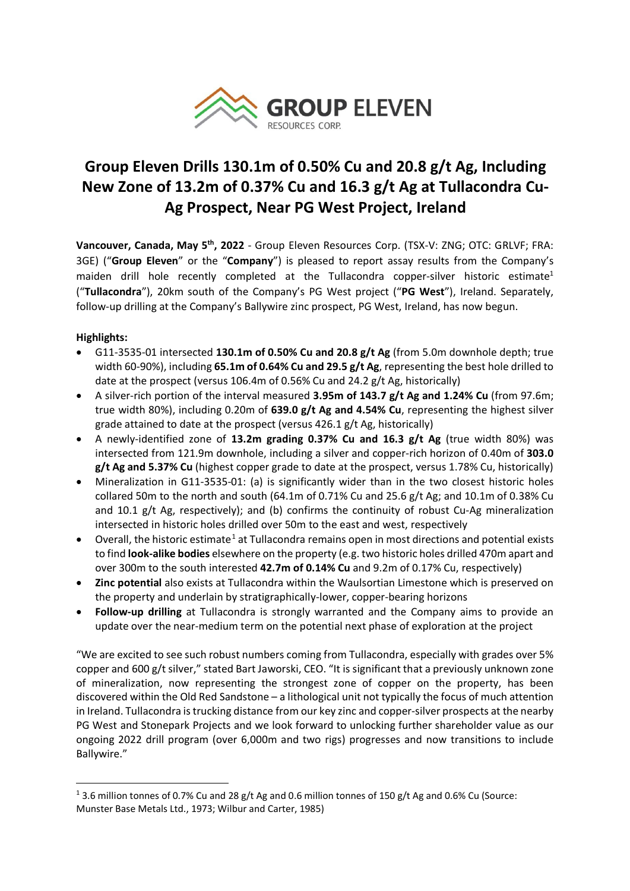GROUP ELEVEN
RESOURCES CORP.

# Group Eleven Drills 130.1m of 0.50% Cu and 20.8 g/t Ag, Including New Zone of 13.2m of 0.37% Cu and 16.3 g/t Ag at Tullacondra Cu-Ag Prospect, Near PG West Project, Ireland

**Vancouver, Canada, May 5th, 2022** - Group Eleven Resources Corp. (TSX-V: ZNG; OTC: GRLVF; FRA: 3GE) ("**Group Eleven**" or the "**Company**") is pleased to report assay results from the Company's maiden drill hole recently completed at the Tullacondra copper-silver historic estimate[1] ("**Tullacondra**"), 20km south of the Company's PG West project ("**PG West**"), Ireland. Separately, follow-up drilling at the Company's Ballywire zinc prospect, PG West, Ireland, has now begun.

**Highlights:**

- G11-3535-01 intersected **130.1m of 0.50% Cu and 20.8 g/t Ag** (from 5.0m downhole depth; true width 60-90%), including **65.1m of 0.64% Cu and 29.5 g/t Ag**, representing the best hole drilled to date at the prospect (versus 106.4m of 0.56% Cu and 24.2 g/t Ag, historically)
- A silver-rich portion of the interval measured **3.95m of 143.7 g/t Ag and 1.24% Cu** (from 97.6m; true width 80%), including 0.20m of **639.0 g/t Ag and 4.54% Cu**, representing the highest silver grade attained to date at the prospect (versus 426.1 g/t Ag, historically)
- A newly-identified zone of **13.2m grading 0.37% Cu and 16.3 g/t Ag** (true width 80%) was intersected from 121.9m downhole, including a silver and copper-rich horizon of 0.40m of **303.0 g/t Ag and 5.37% Cu** (highest copper grade to date at the prospect, versus 1.78% Cu, historically)
- Mineralization in G11-3535-01: (a) is significantly wider than in the two closest historic holes collared 50m to the north and south (64.1m of 0.71% Cu and 25.6 g/t Ag; and 10.1m of 0.38% Cu and 10.1 g/t Ag, respectively); and (b) confirms the continuity of robust Cu-Ag mineralization intersected in historic holes drilled over 50m to the east and west, respectively
- Overall, the historic estimate[1] at Tullacondra remains open in most directions and potential exists to find **look-alike bodies** elsewhere on the property (e.g. two historic holes drilled 470m apart and over 300m to the south interested **42.7m of 0.14% Cu** and 9.2m of 0.17% Cu, respectively)
- **Zinc potential** also exists at Tullacondra within the Waulsortian Limestone which is preserved on the property and underlain by stratigraphically-lower, copper-bearing horizons
- **Follow-up drilling** at Tullacondra is strongly warranted and the Company aims to provide an update over the near-medium term on the potential next phase of exploration at the project

"We are excited to see such robust numbers coming from Tullacondra, especially with grades over 5% copper and 600 g/t silver," stated Bart Jaworski, CEO. "It is significant that a previously unknown zone of mineralization, now representing the strongest zone of copper on the property, has been discovered within the Old Red Sandstone – a lithological unit not typically the focus of much attention in Ireland. Tullacondra is trucking distance from our key zinc and copper-silver prospects at the nearby PG West and Stonepark Projects and we look forward to unlocking further shareholder value as our ongoing 2022 drill program (over 6,000m and two rigs) progresses and now transitions to include Ballywire."

[1] 3.6 million tonnes of 0.7% Cu and 28 g/t Ag and 0.6 million tonnes of 150 g/t Ag and 0.6% Cu (Source: Munster Base Metals Ltd., 1973; Wilbur and Carter, 1985)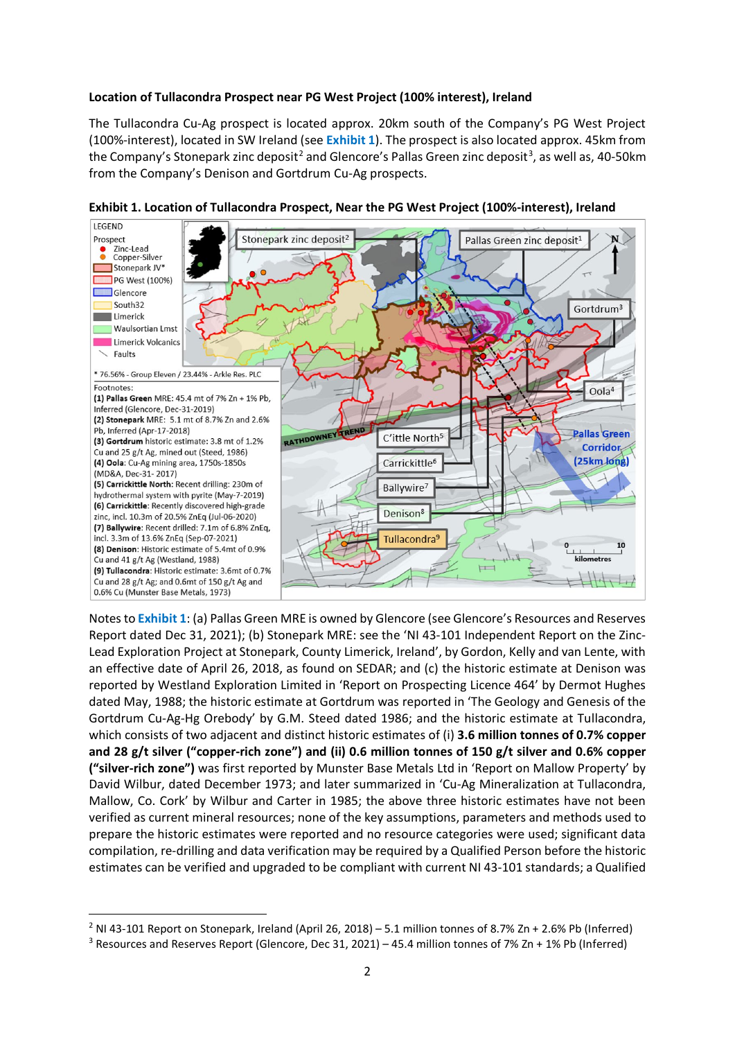**Location of Tullacondra Prospect near PG West Project (100% interest), Ireland**

The Tullacondra Cu-Ag prospect is located approx. 20km south of the Company's PG West Project (100%-interest), located in SW Ireland (see **Exhibit 1**). The prospect is also located approx. 45km from the Company's Stonepark zinc deposit[2] and Glencore's Pallas Green zinc deposit[3], as well as, 40-50km from the Company's Denison and Gortdrum Cu-Ag prospects.

**Exhibit 1. Location of Tullacondra Prospect, Near the PG West Project (100%-interest), Ireland**

LEGEND

Prospect
- Zinc-Lead
- Copper-Silver
- Stonepark JV*
- PG West (100%)
- Glencore
- South32
- Limerick
- Waulsortian Lmst
- Limerick Volcanics
- Faults

\* 76.56% - Group Eleven / 23.44% - Arkle Res. PLC

Footnotes:
**(1) Pallas Green** MRE: 45.4 mt of 7% Zn + 1% Pb, Inferred (Glencore, Dec-31-2019)
**(2) Stonepark** MRE: 5.1 mt of 8.7% Zn and 2.6% Pb, Inferred (Apr-17-2018)
**(3) Gortdrum** historic estimate: 3.8 mt of 1.2% Cu and 25 g/t Ag, mined out (Steed, 1986)
**(4) Oola**: Cu-Ag mining area, 1750s-1850s (MD&A, Dec-31- 2017)
**(5) Carrickittle North**: Recent drilling: 230m of hydrothermal system with pyrite (May-7-2019)
**(6) Carrickittle**: Recently discovered high-grade zinc, incl. 10.3m of 20.5% ZnEq (Jul-06-2020)
**(7) Ballywire**: Recent drilled: 7.1m of 6.8% ZnEq, incl. 3.3m of 13.6% ZnEq (Sep-07-2021)
**(8) Denison**: Historic estimate of 5.4mt of 0.9% Cu and 41 g/t Ag (Westland, 1988)
**(9) Tullacondra**: Historic estimate: 3.6mt of 0.7% Cu and 28 g/t Ag; and 0.6mt of 150 g/t Ag and 0.6% Cu (Munster Base Metals, 1973)

Map labels: Stonepark zinc deposit[2]; Pallas Green zinc deposit[1]; Gortdrum[3]; Oola[4]; C'ittle North[5]; Carrickittle[6]; Ballywire[7]; Denison[8]; Tullacondra[9]; RATHDOWNEY TREND; Pallas Green Corridor (25km long); N; 0 10 kilometres

Notes to **Exhibit 1**: (a) Pallas Green MRE is owned by Glencore (see Glencore's Resources and Reserves Report dated Dec 31, 2021); (b) Stonepark MRE: see the 'NI 43-101 Independent Report on the Zinc-Lead Exploration Project at Stonepark, County Limerick, Ireland', by Gordon, Kelly and van Lente, with an effective date of April 26, 2018, as found on SEDAR; and (c) the historic estimate at Denison was reported by Westland Exploration Limited in 'Report on Prospecting Licence 464' by Dermot Hughes dated May, 1988; the historic estimate at Gortdrum was reported in 'The Geology and Genesis of the Gortdrum Cu-Ag-Hg Orebody' by G.M. Steed dated 1986; and the historic estimate at Tullacondra, which consists of two adjacent and distinct historic estimates of (i) **3.6 million tonnes of 0.7% copper and 28 g/t silver ("copper-rich zone") and (ii) 0.6 million tonnes of 150 g/t silver and 0.6% copper ("silver-rich zone")** was first reported by Munster Base Metals Ltd in 'Report on Mallow Property' by David Wilbur, dated December 1973; and later summarized in 'Cu-Ag Mineralization at Tullacondra, Mallow, Co. Cork' by Wilbur and Carter in 1985; the above three historic estimates have not been verified as current mineral resources; none of the key assumptions, parameters and methods used to prepare the historic estimates were reported and no resource categories were used; significant data compilation, re-drilling and data verification may be required by a Qualified Person before the historic estimates can be verified and upgraded to be compliant with current NI 43-101 standards; a Qualified

---

[2] NI 43-101 Report on Stonepark, Ireland (April 26, 2018) – 5.1 million tonnes of 8.7% Zn + 2.6% Pb (Inferred)

[3] Resources and Reserves Report (Glencore, Dec 31, 2021) – 45.4 million tonnes of 7% Zn + 1% Pb (Inferred)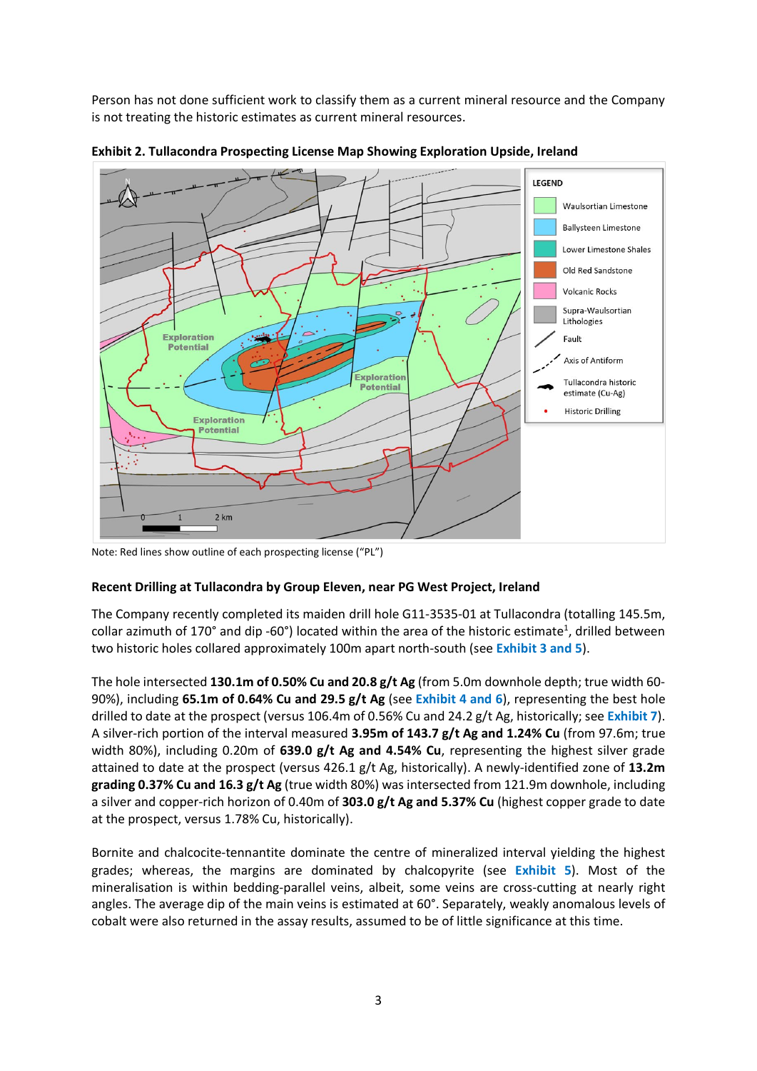Person has not done sufficient work to classify them as a current mineral resource and the Company is not treating the historic estimates as current mineral resources.

**Exhibit 2. Tullacondra Prospecting License Map Showing Exploration Upside, Ireland**

Note: Red lines show outline of each prospecting license ("PL")

**Recent Drilling at Tullacondra by Group Eleven, near PG West Project, Ireland**

The Company recently completed its maiden drill hole G11-3535-01 at Tullacondra (totalling 145.5m, collar azimuth of 170° and dip -60°) located within the area of the historic estimate[1], drilled between two historic holes collared approximately 100m apart north-south (see **Exhibit 3 and 5**).

The hole intersected **130.1m of 0.50% Cu and 20.8 g/t Ag** (from 5.0m downhole depth; true width 60-90%), including **65.1m of 0.64% Cu and 29.5 g/t Ag** (see **Exhibit 4 and 6**), representing the best hole drilled to date at the prospect (versus 106.4m of 0.56% Cu and 24.2 g/t Ag, historically; see **Exhibit 7**). A silver-rich portion of the interval measured **3.95m of 143.7 g/t Ag and 1.24% Cu** (from 97.6m; true width 80%), including 0.20m of **639.0 g/t Ag and 4.54% Cu**, representing the highest silver grade attained to date at the prospect (versus 426.1 g/t Ag, historically). A newly-identified zone of **13.2m grading 0.37% Cu and 16.3 g/t Ag** (true width 80%) was intersected from 121.9m downhole, including a silver and copper-rich horizon of 0.40m of **303.0 g/t Ag and 5.37% Cu** (highest copper grade to date at the prospect, versus 1.78% Cu, historically).

Bornite and chalcocite-tennantite dominate the centre of mineralized interval yielding the highest grades; whereas, the margins are dominated by chalcopyrite (see **Exhibit 5**). Most of the mineralisation is within bedding-parallel veins, albeit, some veins are cross-cutting at nearly right angles. The average dip of the main veins is estimated at 60°. Separately, weakly anomalous levels of cobalt were also returned in the assay results, assumed to be of little significance at this time.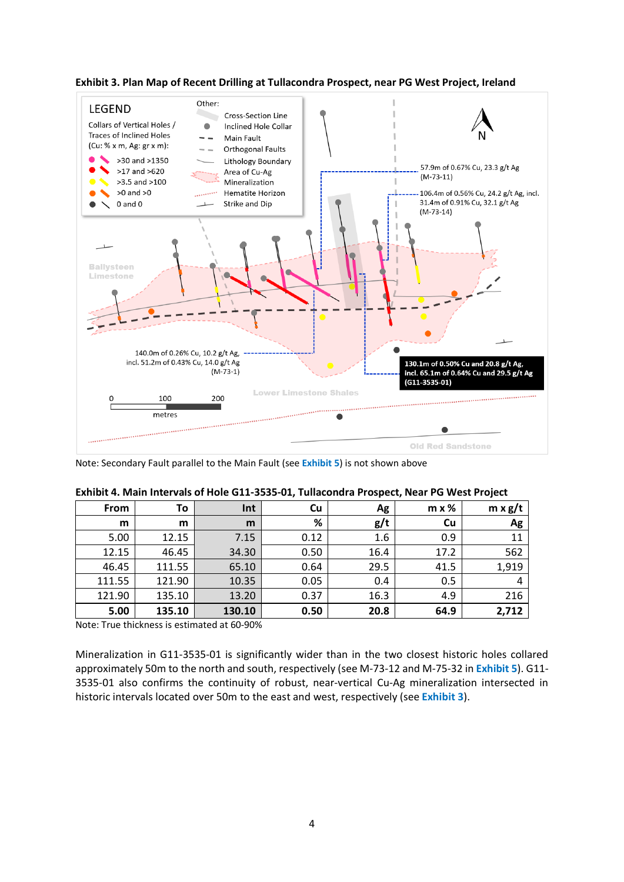**Exhibit 3. Plan Map of Recent Drilling at Tullacondra Prospect, near PG West Project, Ireland**

LEGEND

Collars of Vertical Holes / Traces of Inclined Holes (Cu: % x m, Ag: gr x m):

- >30 and >1350
- >17 and >620
- >3.5 and >100
- >0 and >0
- 0 and 0

Other:

- Cross-Section Line
- Inclined Hole Collar
- Main Fault
- Orthogonal Faults
- Lithology Boundary
- Area of Cu-Ag Mineralization
- Hematite Horizon
- Strike and Dip

57.9m of 0.67% Cu, 23.3 g/t Ag (M-73-11)

106.4m of 0.56% Cu, 24.2 g/t Ag, incl. 31.4m of 0.91% Cu, 32.1 g/t Ag (M-73-14)

140.0m of 0.26% Cu, 10.2 g/t Ag, incl. 51.2m of 0.43% Cu, 14.0 g/t Ag (M-73-1)

130.1m of 0.50% Cu and 20.8 g/t Ag, incl. 65.1m of 0.64% Cu and 29.5 g/t Ag (G11-3535-01)

Ballysteen Limestone

Lower Limestone Shales

Old Red Sandstone

0 100 200 metres

N

Note: Secondary Fault parallel to the Main Fault (see Exhibit 5) is not shown above

**Exhibit 4. Main Intervals of Hole G11-3535-01, Tullacondra Prospect, Near PG West Project**

| From | To | Int | Cu | Ag | m x % | m x g/t |
|---|---|---|---|---|---|---|
| m | m | m | % | g/t | Cu | Ag |
| 5.00 | 12.15 | 7.15 | 0.12 | 1.6 | 0.9 | 11 |
| 12.15 | 46.45 | 34.30 | 0.50 | 16.4 | 17.2 | 562 |
| 46.45 | 111.55 | 65.10 | 0.64 | 29.5 | 41.5 | 1,919 |
| 111.55 | 121.90 | 10.35 | 0.05 | 0.4 | 0.5 | 4 |
| 121.90 | 135.10 | 13.20 | 0.37 | 16.3 | 4.9 | 216 |
| **5.00** | **135.10** | **130.10** | **0.50** | **20.8** | **64.9** | **2,712** |

Note: True thickness is estimated at 60-90%

Mineralization in G11-3535-01 is significantly wider than in the two closest historic holes collared approximately 50m to the north and south, respectively (see M-73-12 and M-75-32 in Exhibit 5). G11-3535-01 also confirms the continuity of robust, near-vertical Cu-Ag mineralization intersected in historic intervals located over 50m to the east and west, respectively (see Exhibit 3).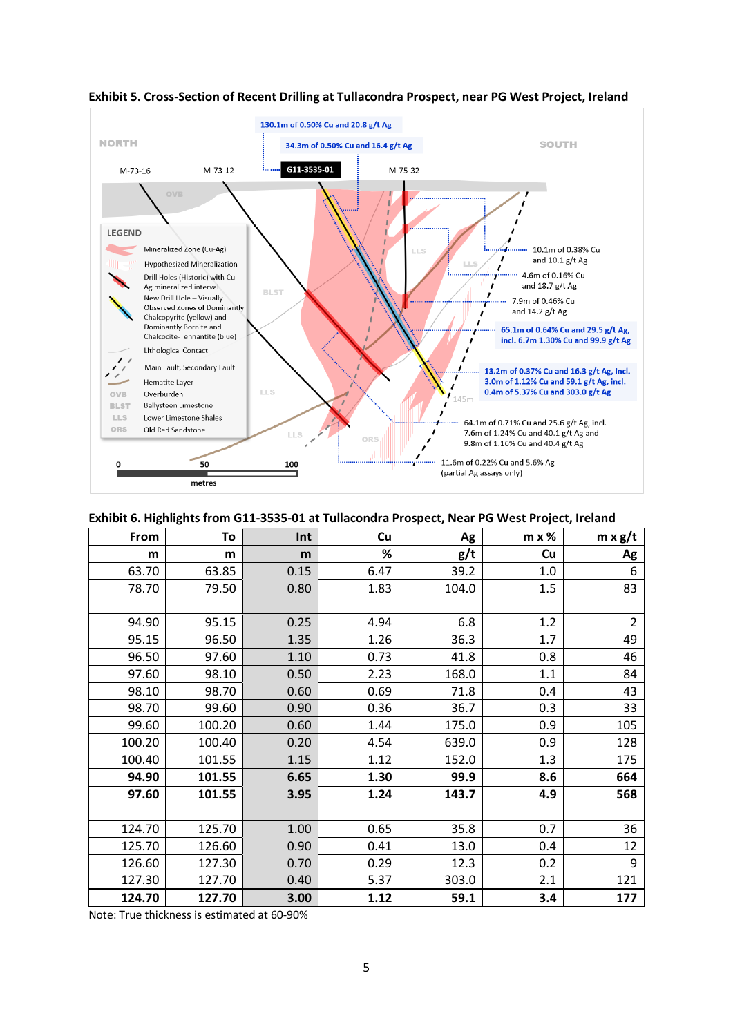**Exhibit 5. Cross-Section of Recent Drilling at Tullacondra Prospect, near PG West Project, Ireland**

**Exhibit 6. Highlights from G11-3535-01 at Tullacondra Prospect, Near PG West Project, Ireland**

| From | To | Int | Cu | Ag | m x % | m x g/t |
|---:|---:|---:|---:|---:|---:|---:|
| m | m | m | % | g/t | Cu | Ag |
| 63.70 | 63.85 | 0.15 | 6.47 | 39.2 | 1.0 | 6 |
| 78.70 | 79.50 | 0.80 | 1.83 | 104.0 | 1.5 | 83 |
| | | | | | | |
| 94.90 | 95.15 | 0.25 | 4.94 | 6.8 | 1.2 | 2 |
| 95.15 | 96.50 | 1.35 | 1.26 | 36.3 | 1.7 | 49 |
| 96.50 | 97.60 | 1.10 | 0.73 | 41.8 | 0.8 | 46 |
| 97.60 | 98.10 | 0.50 | 2.23 | 168.0 | 1.1 | 84 |
| 98.10 | 98.70 | 0.60 | 0.69 | 71.8 | 0.4 | 43 |
| 98.70 | 99.60 | 0.90 | 0.36 | 36.7 | 0.3 | 33 |
| 99.60 | 100.20 | 0.60 | 1.44 | 175.0 | 0.9 | 105 |
| 100.20 | 100.40 | 0.20 | 4.54 | 639.0 | 0.9 | 128 |
| 100.40 | 101.55 | 1.15 | 1.12 | 152.0 | 1.3 | 175 |
| **94.90** | **101.55** | **6.65** | **1.30** | **99.9** | **8.6** | **664** |
| **97.60** | **101.55** | **3.95** | **1.24** | **143.7** | **4.9** | **568** |
| | | | | | | |
| 124.70 | 125.70 | 1.00 | 0.65 | 35.8 | 0.7 | 36 |
| 125.70 | 126.60 | 0.90 | 0.41 | 13.0 | 0.4 | 12 |
| 126.60 | 127.30 | 0.70 | 0.29 | 12.3 | 0.2 | 9 |
| 127.30 | 127.70 | 0.40 | 5.37 | 303.0 | 2.1 | 121 |
| **124.70** | **127.70** | **3.00** | **1.12** | **59.1** | **3.4** | **177** |

Note: True thickness is estimated at 60-90%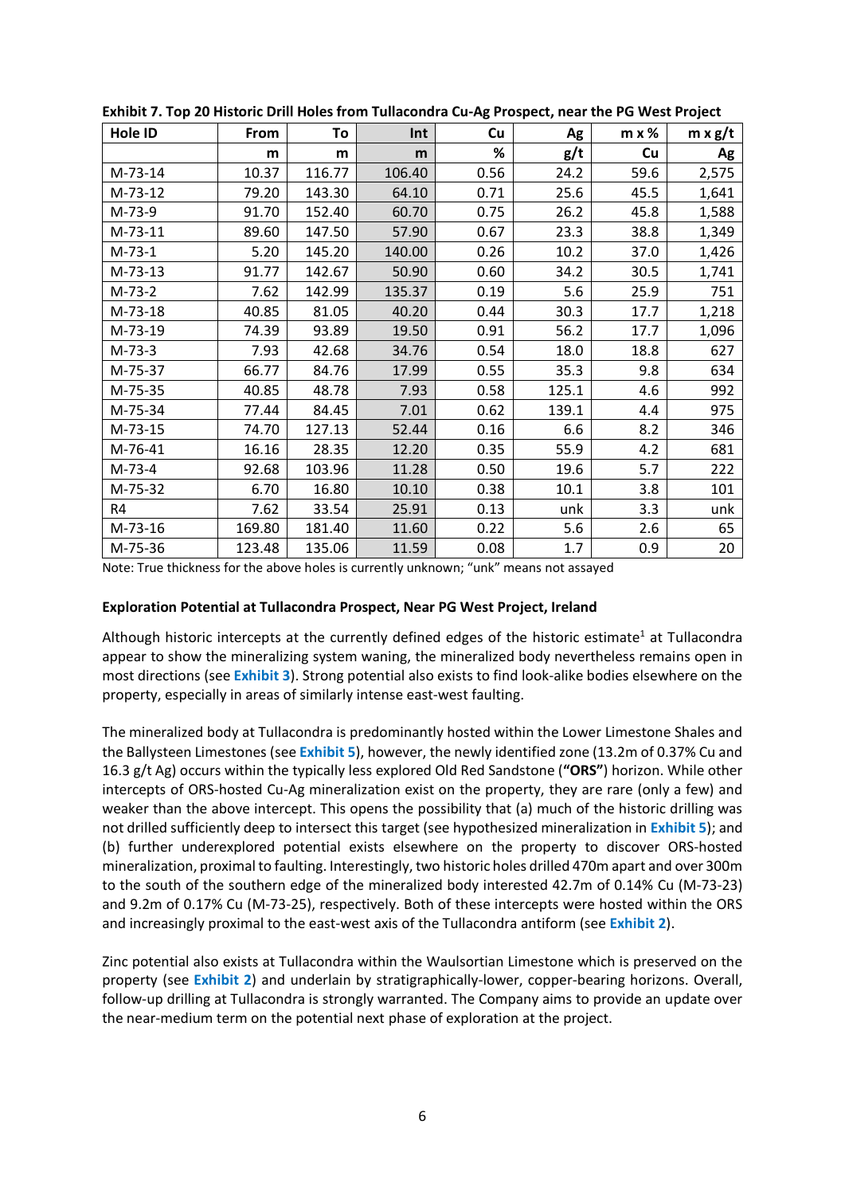**Exhibit 7. Top 20 Historic Drill Holes from Tullacondra Cu-Ag Prospect, near the PG West Project**

| Hole ID | From | To | Int | Cu | Ag | m x % | m x g/t |
|---|---|---|---|---|---|---|---|
| | m | m | m | % | g/t | Cu | Ag |
| M-73-14 | 10.37 | 116.77 | 106.40 | 0.56 | 24.2 | 59.6 | 2,575 |
| M-73-12 | 79.20 | 143.30 | 64.10 | 0.71 | 25.6 | 45.5 | 1,641 |
| M-73-9 | 91.70 | 152.40 | 60.70 | 0.75 | 26.2 | 45.8 | 1,588 |
| M-73-11 | 89.60 | 147.50 | 57.90 | 0.67 | 23.3 | 38.8 | 1,349 |
| M-73-1 | 5.20 | 145.20 | 140.00 | 0.26 | 10.2 | 37.0 | 1,426 |
| M-73-13 | 91.77 | 142.67 | 50.90 | 0.60 | 34.2 | 30.5 | 1,741 |
| M-73-2 | 7.62 | 142.99 | 135.37 | 0.19 | 5.6 | 25.9 | 751 |
| M-73-18 | 40.85 | 81.05 | 40.20 | 0.44 | 30.3 | 17.7 | 1,218 |
| M-73-19 | 74.39 | 93.89 | 19.50 | 0.91 | 56.2 | 17.7 | 1,096 |
| M-73-3 | 7.93 | 42.68 | 34.76 | 0.54 | 18.0 | 18.8 | 627 |
| M-75-37 | 66.77 | 84.76 | 17.99 | 0.55 | 35.3 | 9.8 | 634 |
| M-75-35 | 40.85 | 48.78 | 7.93 | 0.58 | 125.1 | 4.6 | 992 |
| M-75-34 | 77.44 | 84.45 | 7.01 | 0.62 | 139.1 | 4.4 | 975 |
| M-73-15 | 74.70 | 127.13 | 52.44 | 0.16 | 6.6 | 8.2 | 346 |
| M-76-41 | 16.16 | 28.35 | 12.20 | 0.35 | 55.9 | 4.2 | 681 |
| M-73-4 | 92.68 | 103.96 | 11.28 | 0.50 | 19.6 | 5.7 | 222 |
| M-75-32 | 6.70 | 16.80 | 10.10 | 0.38 | 10.1 | 3.8 | 101 |
| R4 | 7.62 | 33.54 | 25.91 | 0.13 | unk | 3.3 | unk |
| M-73-16 | 169.80 | 181.40 | 11.60 | 0.22 | 5.6 | 2.6 | 65 |
| M-75-36 | 123.48 | 135.06 | 11.59 | 0.08 | 1.7 | 0.9 | 20 |

Note: True thickness for the above holes is currently unknown; "unk" means not assayed

**Exploration Potential at Tullacondra Prospect, Near PG West Project, Ireland**

Although historic intercepts at the currently defined edges of the historic estimate[1] at Tullacondra appear to show the mineralizing system waning, the mineralized body nevertheless remains open in most directions (see **Exhibit 3**). Strong potential also exists to find look-alike bodies elsewhere on the property, especially in areas of similarly intense east-west faulting.

The mineralized body at Tullacondra is predominantly hosted within the Lower Limestone Shales and the Ballysteen Limestones (see **Exhibit 5**), however, the newly identified zone (13.2m of 0.37% Cu and 16.3 g/t Ag) occurs within the typically less explored Old Red Sandstone (**"ORS"**) horizon. While other intercepts of ORS-hosted Cu-Ag mineralization exist on the property, they are rare (only a few) and weaker than the above intercept. This opens the possibility that (a) much of the historic drilling was not drilled sufficiently deep to intersect this target (see hypothesized mineralization in **Exhibit 5**); and (b) further underexplored potential exists elsewhere on the property to discover ORS-hosted mineralization, proximal to faulting. Interestingly, two historic holes drilled 470m apart and over 300m to the south of the southern edge of the mineralized body intersected 42.7m of 0.14% Cu (M-73-23) and 9.2m of 0.17% Cu (M-73-25), respectively. Both of these intercepts were hosted within the ORS and increasingly proximal to the east-west axis of the Tullacondra antiform (see **Exhibit 2**).

Zinc potential also exists at Tullacondra within the Waulsortian Limestone which is preserved on the property (see **Exhibit 2**) and underlain by stratigraphically-lower, copper-bearing horizons. Overall, follow-up drilling at Tullacondra is strongly warranted. The Company aims to provide an update over the near-medium term on the potential next phase of exploration at the project.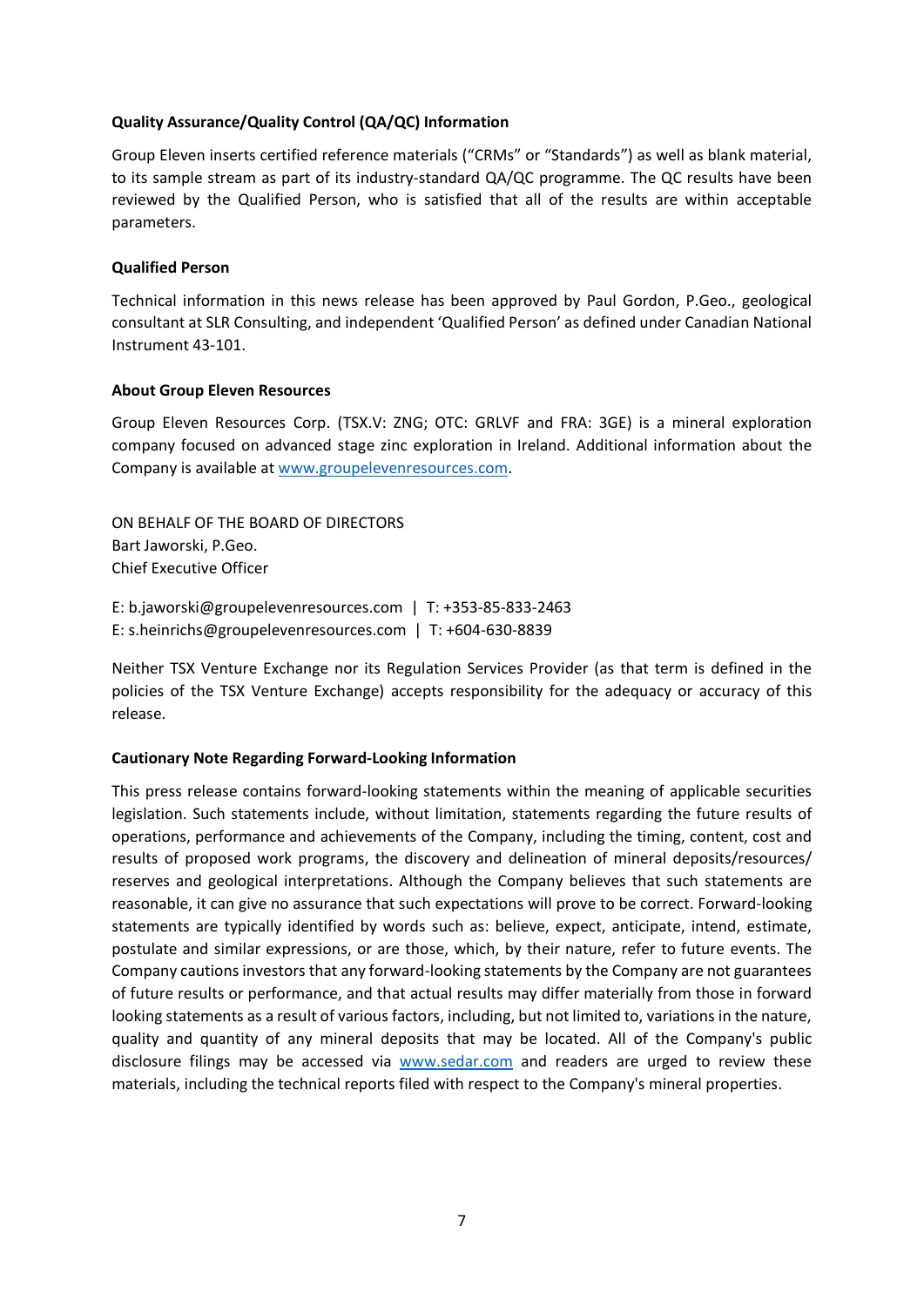**Quality Assurance/Quality Control (QA/QC) Information**

Group Eleven inserts certified reference materials ("CRMs" or "Standards") as well as blank material, to its sample stream as part of its industry-standard QA/QC programme. The QC results have been reviewed by the Qualified Person, who is satisfied that all of the results are within acceptable parameters.

**Qualified Person**

Technical information in this news release has been approved by Paul Gordon, P.Geo., geological consultant at SLR Consulting, and independent 'Qualified Person' as defined under Canadian National Instrument 43-101.

**About Group Eleven Resources**

Group Eleven Resources Corp. (TSX.V: ZNG; OTC: GRLVF and FRA: 3GE) is a mineral exploration company focused on advanced stage zinc exploration in Ireland. Additional information about the Company is available at www.groupelevenresources.com.

ON BEHALF OF THE BOARD OF DIRECTORS
Bart Jaworski, P.Geo.
Chief Executive Officer

E: b.jaworski@groupelevenresources.com | T: +353-85-833-2463
E: s.heinrichs@groupelevenresources.com | T: +604-630-8839

Neither TSX Venture Exchange nor its Regulation Services Provider (as that term is defined in the policies of the TSX Venture Exchange) accepts responsibility for the adequacy or accuracy of this release.

**Cautionary Note Regarding Forward-Looking Information**

This press release contains forward-looking statements within the meaning of applicable securities legislation. Such statements include, without limitation, statements regarding the future results of operations, performance and achievements of the Company, including the timing, content, cost and results of proposed work programs, the discovery and delineation of mineral deposits/resources/ reserves and geological interpretations. Although the Company believes that such statements are reasonable, it can give no assurance that such expectations will prove to be correct. Forward-looking statements are typically identified by words such as: believe, expect, anticipate, intend, estimate, postulate and similar expressions, or are those, which, by their nature, refer to future events. The Company cautions investors that any forward-looking statements by the Company are not guarantees of future results or performance, and that actual results may differ materially from those in forward looking statements as a result of various factors, including, but not limited to, variations in the nature, quality and quantity of any mineral deposits that may be located. All of the Company's public disclosure filings may be accessed via www.sedar.com and readers are urged to review these materials, including the technical reports filed with respect to the Company's mineral properties.